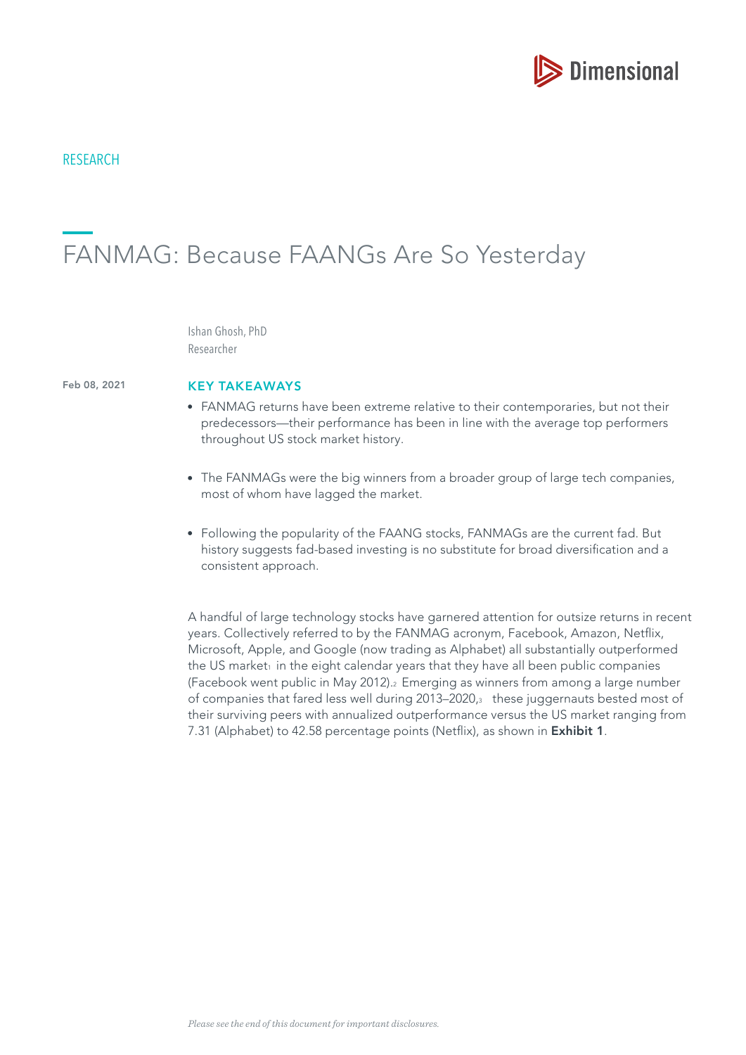RESEARCH

# FANMAG: Because FAANGs Are So Yesterday

Ishan Ghosh, PhD
Researcher

Feb 08, 2021

## KEY TAKEAWAYS

- FANMAG returns have been extreme relative to their contemporaries, but not their predecessors—their performance has been in line with the average top performers throughout US stock market history.
- The FANMAGs were the big winners from a broader group of large tech companies, most of whom have lagged the market.
- Following the popularity of the FAANG stocks, FANMAGs are the current fad. But history suggests fad-based investing is no substitute for broad diversification and a consistent approach.

A handful of large technology stocks have garnered attention for outsize returns in recent years. Collectively referred to by the FANMAG acronym, Facebook, Amazon, Netflix, Microsoft, Apple, and Google (now trading as Alphabet) all substantially outperformed the US market[1] in the eight calendar years that they have all been public companies (Facebook went public in May 2012).[2] Emerging as winners from among a large number of companies that fared less well during 2013–2020,[3] these juggernauts bested most of their surviving peers with annualized outperformance versus the US market ranging from 7.31 (Alphabet) to 42.58 percentage points (Netflix), as shown in **Exhibit 1**.

*Please see the end of this document for important disclosures.*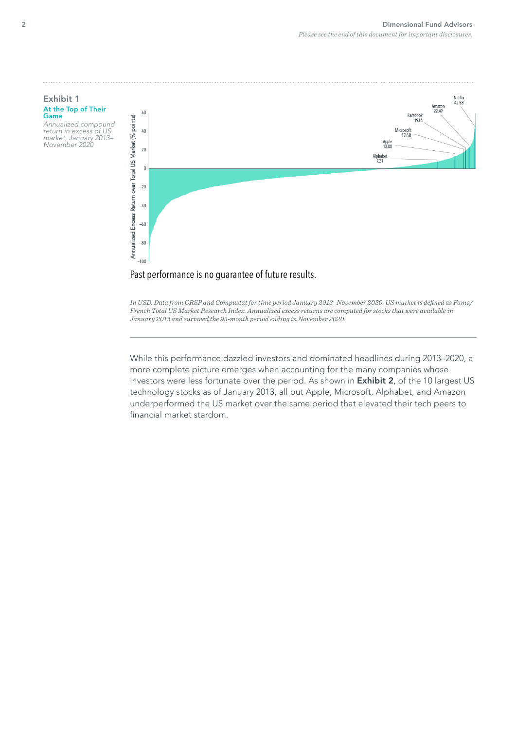**Exhibit 1**

**At the Top of Their Game**

*Annualized compound return in excess of US market, January 2013–November 2020*

Annualized Excess Return over Total US Market (% points)

Netflix 42.58
Amazon 22.49
Facebook 19.16
Microsoft 17.68
Apple 13.00
Alphabet 7.31

Past performance is no guarantee of future results.

*In USD. Data from CRSP and Compustat for time period January 2013–November 2020. US market is defined as Fama/French Total US Market Research Index. Annualized excess returns are computed for stocks that were available in January 2013 and survived the 95-month period ending in November 2020.*

While this performance dazzled investors and dominated headlines during 2013–2020, a more complete picture emerges when accounting for the many companies whose investors were less fortunate over the period. As shown in **Exhibit 2**, of the 10 largest US technology stocks as of January 2013, all but Apple, Microsoft, Alphabet, and Amazon underperformed the US market over the same period that elevated their tech peers to financial market stardom.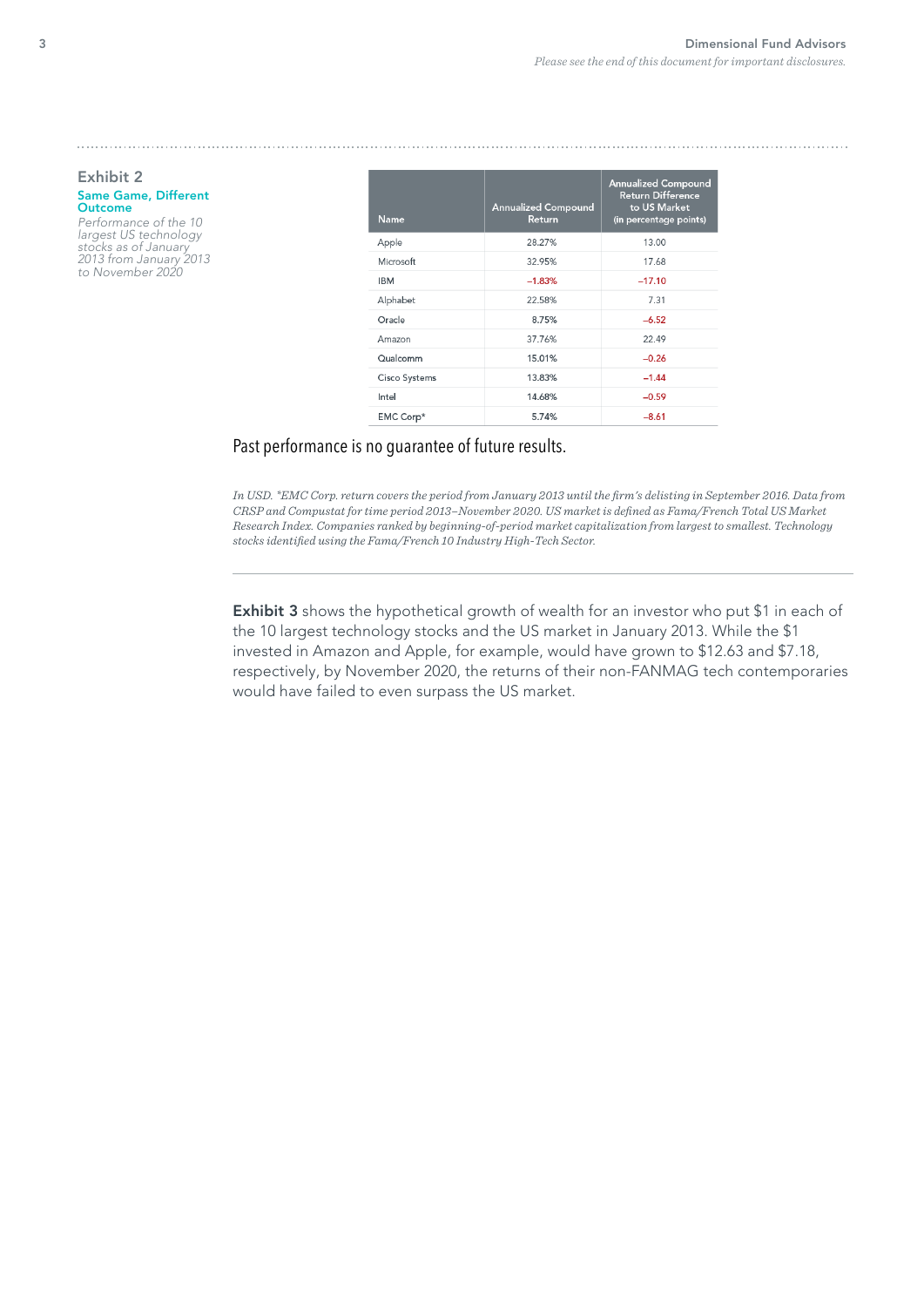### Exhibit 2

**Same Game, Different Outcome**

*Performance of the 10 largest US technology stocks as of January 2013 from January 2013 to November 2020*

| Name | Annualized Compound Return | Annualized Compound Return Difference to US Market (in percentage points) |
|---|---|---|
| Apple | 28.27% | 13.00 |
| Microsoft | 32.95% | 17.68 |
| IBM | –1.83% | –17.10 |
| Alphabet | 22.58% | 7.31 |
| Oracle | 8.75% | –6.52 |
| Amazon | 37.76% | 22.49 |
| Qualcomm | 15.01% | –0.26 |
| Cisco Systems | 13.83% | –1.44 |
| Intel | 14.68% | –0.59 |
| EMC Corp* | 5.74% | –8.61 |

Past performance is no guarantee of future results.

*In USD. *EMC Corp. return covers the period from January 2013 until the firm's delisting in September 2016. Data from CRSP and Compustat for time period 2013–November 2020. US market is defined as Fama/French Total US Market Research Index. Companies ranked by beginning-of-period market capitalization from largest to smallest. Technology stocks identified using the Fama/French 10 Industry High-Tech Sector.*

---

**Exhibit 3** shows the hypothetical growth of wealth for an investor who put $1 in each of the 10 largest technology stocks and the US market in January 2013. While the $1 invested in Amazon and Apple, for example, would have grown to $12.63 and $7.18, respectively, by November 2020, the returns of their non-FANMAG tech contemporaries would have failed to even surpass the US market.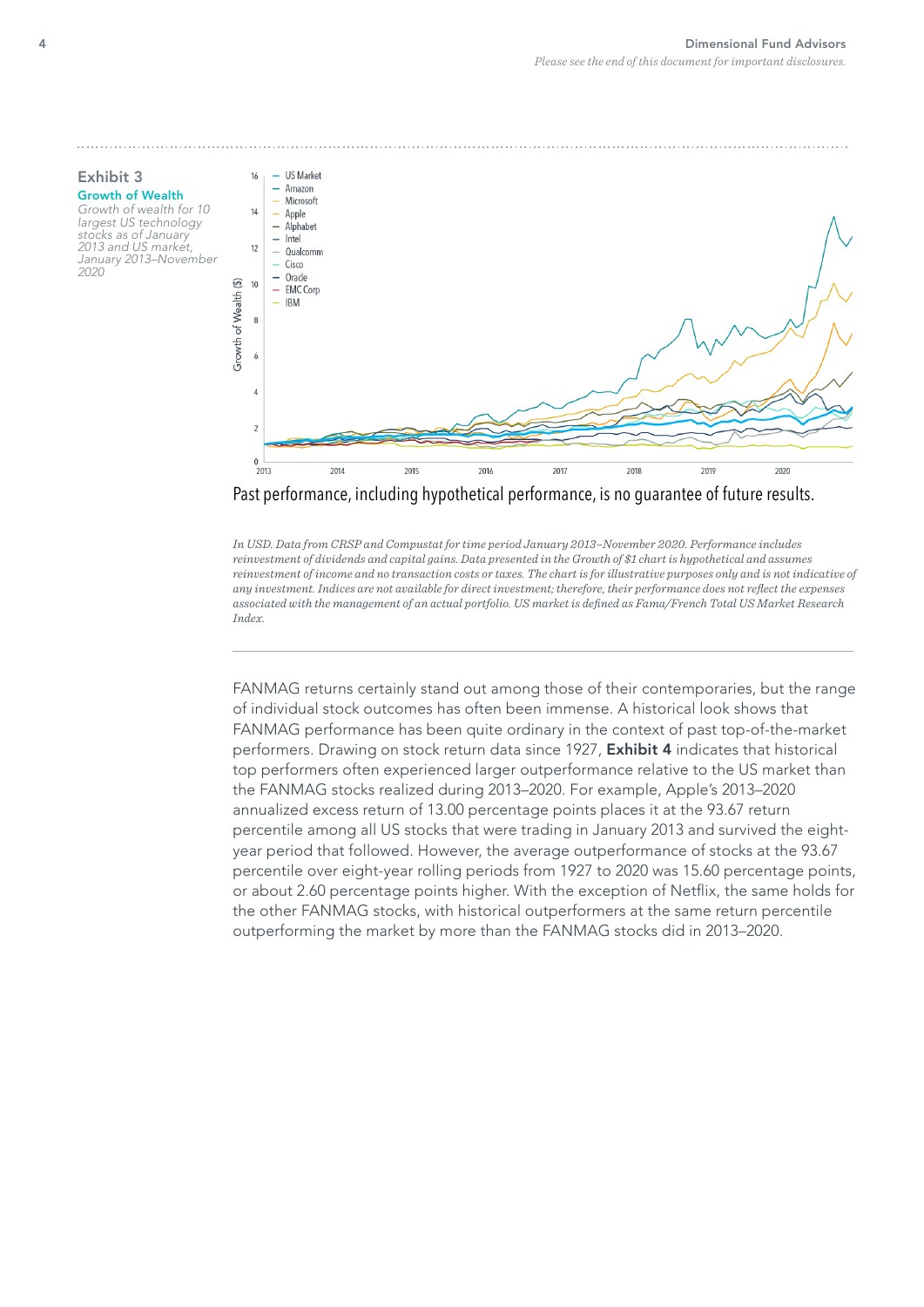### Exhibit 3

**Growth of Wealth**

*Growth of wealth for 10 largest US technology stocks as of January 2013 and US market, January 2013–November 2020*

Past performance, including hypothetical performance, is no guarantee of future results.

*In USD. Data from CRSP and Compustat for time period January 2013–November 2020. Performance includes reinvestment of dividends and capital gains. Data presented in the Growth of $1 chart is hypothetical and assumes reinvestment of income and no transaction costs or taxes. The chart is for illustrative purposes only and is not indicative of any investment. Indices are not available for direct investment; therefore, their performance does not reflect the expenses associated with the management of an actual portfolio. US market is defined as Fama/French Total US Market Research Index.*

---

FANMAG returns certainly stand out among those of their contemporaries, but the range of individual stock outcomes has often been immense. A historical look shows that FANMAG performance has been quite ordinary in the context of past top-of-the-market performers. Drawing on stock return data since 1927, **Exhibit 4** indicates that historical top performers often experienced larger outperformance relative to the US market than the FANMAG stocks realized during 2013–2020. For example, Apple's 2013–2020 annualized excess return of 13.00 percentage points places it at the 93.67 return percentile among all US stocks that were trading in January 2013 and survived the eight-year period that followed. However, the average outperformance of stocks at the 93.67 percentile over eight-year rolling periods from 1927 to 2020 was 15.60 percentage points, or about 2.60 percentage points higher. With the exception of Netflix, the same holds for the other FANMAG stocks, with historical outperformers at the same return percentile outperforming the market by more than the FANMAG stocks did in 2013–2020.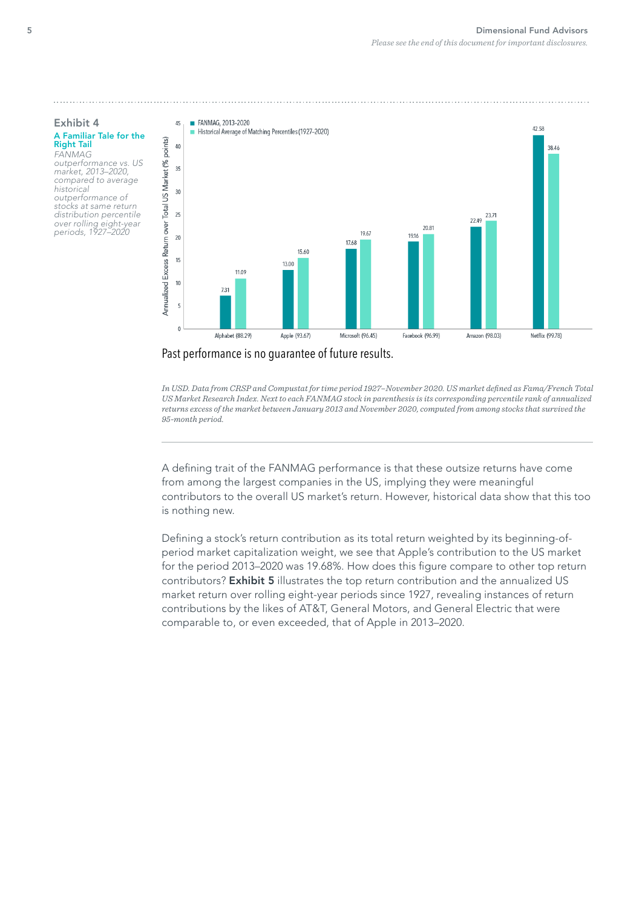## Exhibit 4

### A Familiar Tale for the Right Tail

*FANMAG outperformance vs. US market, 2013–2020, compared to average historical outperformance of stocks at same return distribution percentile over rolling eight-year periods, 1927–2020*

Annualized Excess Return over Total US Market (% points)

| Stock (percentile) | FANMAG, 2013–2020 | Historical Average of Matching Percentiles (1927–2020) |
|---|---|---|
| Alphabet (88.29) | 7.31 | 11.09 |
| Apple (93.67) | 13.00 | 15.60 |
| Microsoft (96.45) | 17.68 | 19.67 |
| Facebook (96.99) | 19.16 | 20.81 |
| Amazon (98.03) | 22.49 | 23.71 |
| Netflix (99.78) | 42.58 | 38.46 |

Past performance is no guarantee of future results.

*In USD. Data from CRSP and Compustat for time period 1927–November 2020. US market defined as Fama/French Total US Market Research Index. Next to each FANMAG stock in parenthesis is its corresponding percentile rank of annualized returns excess of the market between January 2013 and November 2020, computed from among stocks that survived the 95-month period.*

---

A defining trait of the FANMAG performance is that these outsize returns have come from among the largest companies in the US, implying they were meaningful contributors to the overall US market's return. However, historical data show that this too is nothing new.

Defining a stock's return contribution as its total return weighted by its beginning-of-period market capitalization weight, we see that Apple's contribution to the US market for the period 2013–2020 was 19.68%. How does this figure compare to other top return contributors? **Exhibit 5** illustrates the top return contribution and the annualized US market return over rolling eight-year periods since 1927, revealing instances of return contributions by the likes of AT&T, General Motors, and General Electric that were comparable to, or even exceeded, that of Apple in 2013–2020.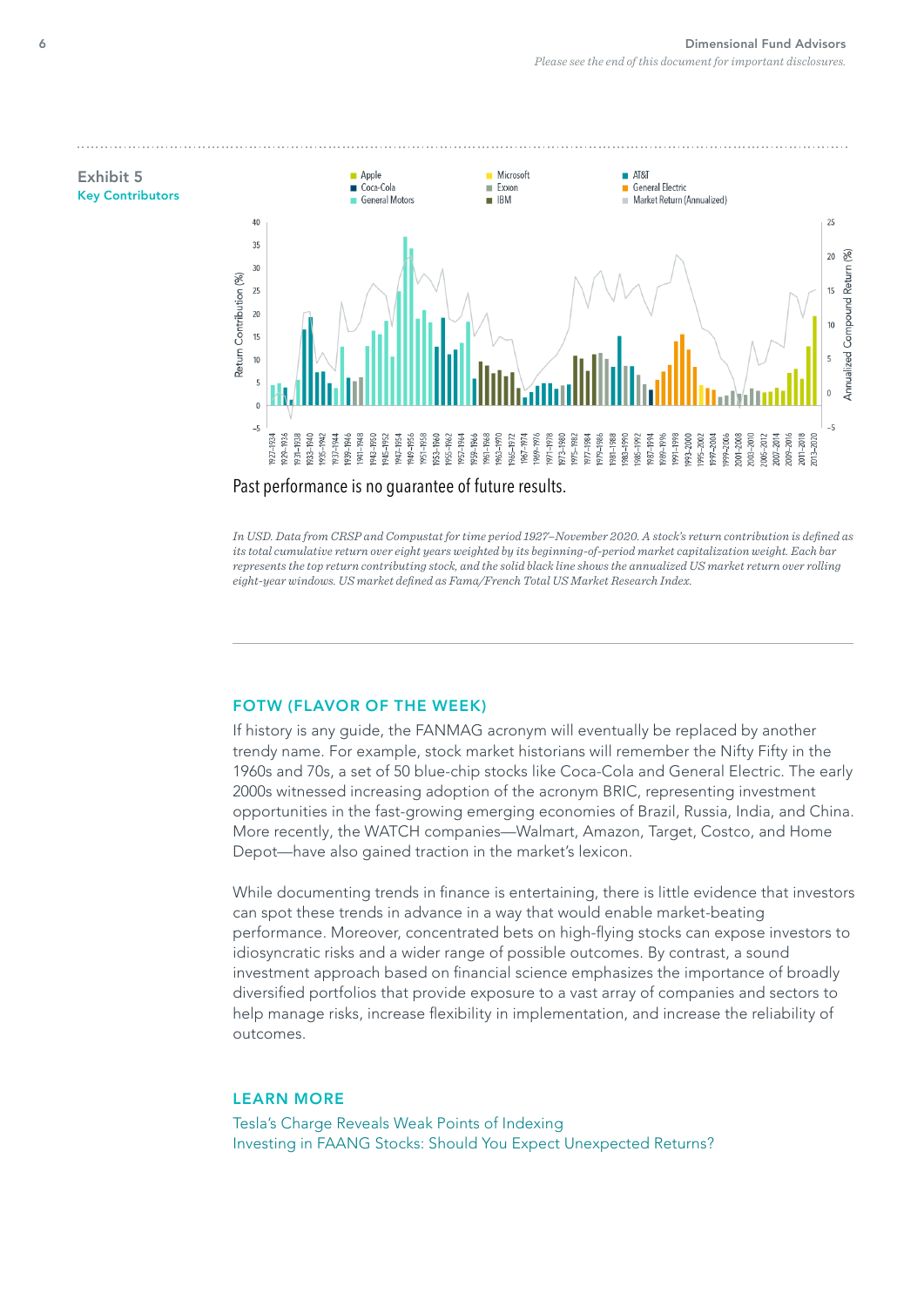**Exhibit 5**
**Key Contributors**

Past performance is no guarantee of future results.

*In USD. Data from CRSP and Compustat for time period 1927–November 2020. A stock's return contribution is defined as its total cumulative return over eight years weighted by its beginning-of-period market capitalization weight. Each bar represents the top return contributing stock, and the solid black line shows the annualized US market return over rolling eight-year windows. US market defined as Fama/French Total US Market Research Index.*

## FOTW (FLAVOR OF THE WEEK)

If history is any guide, the FANMAG acronym will eventually be replaced by another trendy name. For example, stock market historians will remember the Nifty Fifty in the 1960s and 70s, a set of 50 blue-chip stocks like Coca-Cola and General Electric. The early 2000s witnessed increasing adoption of the acronym BRIC, representing investment opportunities in the fast-growing emerging economies of Brazil, Russia, India, and China. More recently, the WATCH companies—Walmart, Amazon, Target, Costco, and Home Depot—have also gained traction in the market's lexicon.

While documenting trends in finance is entertaining, there is little evidence that investors can spot these trends in advance in a way that would enable market-beating performance. Moreover, concentrated bets on high-flying stocks can expose investors to idiosyncratic risks and a wider range of possible outcomes. By contrast, a sound investment approach based on financial science emphasizes the importance of broadly diversified portfolios that provide exposure to a vast array of companies and sectors to help manage risks, increase flexibility in implementation, and increase the reliability of outcomes.

## LEARN MORE

Tesla's Charge Reveals Weak Points of Indexing
Investing in FAANG Stocks: Should You Expect Unexpected Returns?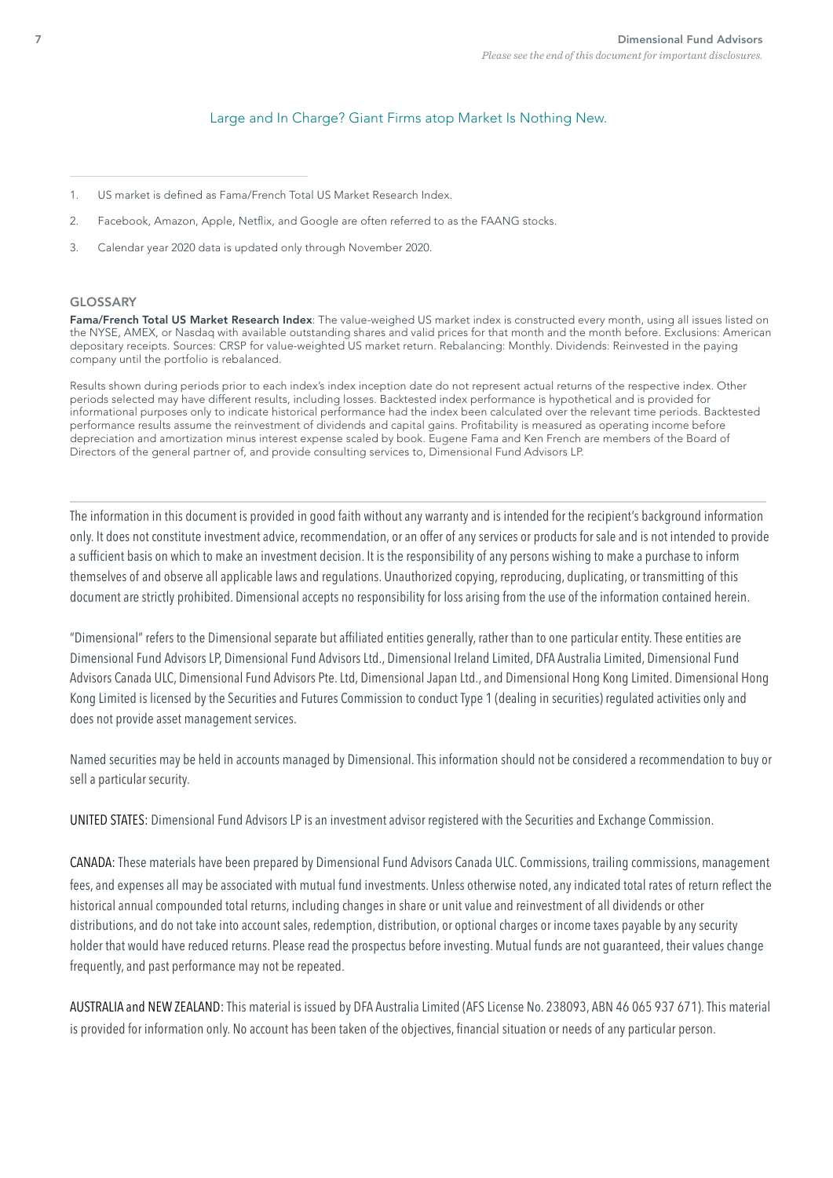Large and In Charge? Giant Firms atop Market Is Nothing New.

1. US market is defined as Fama/French Total US Market Research Index.
2. Facebook, Amazon, Apple, Netflix, and Google are often referred to as the FAANG stocks.
3. Calendar year 2020 data is updated only through November 2020.

## GLOSSARY

**Fama/French Total US Market Research Index**: The value-weighed US market index is constructed every month, using all issues listed on the NYSE, AMEX, or Nasdaq with available outstanding shares and valid prices for that month and the month before. Exclusions: American depositary receipts. Sources: CRSP for value-weighted US market return. Rebalancing: Monthly. Dividends: Reinvested in the paying company until the portfolio is rebalanced.

Results shown during periods prior to each index's index inception date do not represent actual returns of the respective index. Other periods selected may have different results, including losses. Backtested index performance is hypothetical and is provided for informational purposes only to indicate historical performance had the index been calculated over the relevant time periods. Backtested performance results assume the reinvestment of dividends and capital gains. Profitability is measured as operating income before depreciation and amortization minus interest expense scaled by book. Eugene Fama and Ken French are members of the Board of Directors of the general partner of, and provide consulting services to, Dimensional Fund Advisors LP.

---

The information in this document is provided in good faith without any warranty and is intended for the recipient's background information only. It does not constitute investment advice, recommendation, or an offer of any services or products for sale and is not intended to provide a sufficient basis on which to make an investment decision. It is the responsibility of any persons wishing to make a purchase to inform themselves of and observe all applicable laws and regulations. Unauthorized copying, reproducing, duplicating, or transmitting of this document are strictly prohibited. Dimensional accepts no responsibility for loss arising from the use of the information contained herein.

"Dimensional" refers to the Dimensional separate but affiliated entities generally, rather than to one particular entity. These entities are Dimensional Fund Advisors LP, Dimensional Fund Advisors Ltd., Dimensional Ireland Limited, DFA Australia Limited, Dimensional Fund Advisors Canada ULC, Dimensional Fund Advisors Pte. Ltd, Dimensional Japan Ltd., and Dimensional Hong Kong Limited. Dimensional Hong Kong Limited is licensed by the Securities and Futures Commission to conduct Type 1 (dealing in securities) regulated activities only and does not provide asset management services.

Named securities may be held in accounts managed by Dimensional. This information should not be considered a recommendation to buy or sell a particular security.

UNITED STATES: Dimensional Fund Advisors LP is an investment advisor registered with the Securities and Exchange Commission.

CANADA: These materials have been prepared by Dimensional Fund Advisors Canada ULC. Commissions, trailing commissions, management fees, and expenses all may be associated with mutual fund investments. Unless otherwise noted, any indicated total rates of return reflect the historical annual compounded total returns, including changes in share or unit value and reinvestment of all dividends or other distributions, and do not take into account sales, redemption, distribution, or optional charges or income taxes payable by any security holder that would have reduced returns. Please read the prospectus before investing. Mutual funds are not guaranteed, their values change frequently, and past performance may not be repeated.

AUSTRALIA and NEW ZEALAND: This material is issued by DFA Australia Limited (AFS License No. 238093, ABN 46 065 937 671). This material is provided for information only. No account has been taken of the objectives, financial situation or needs of any particular person.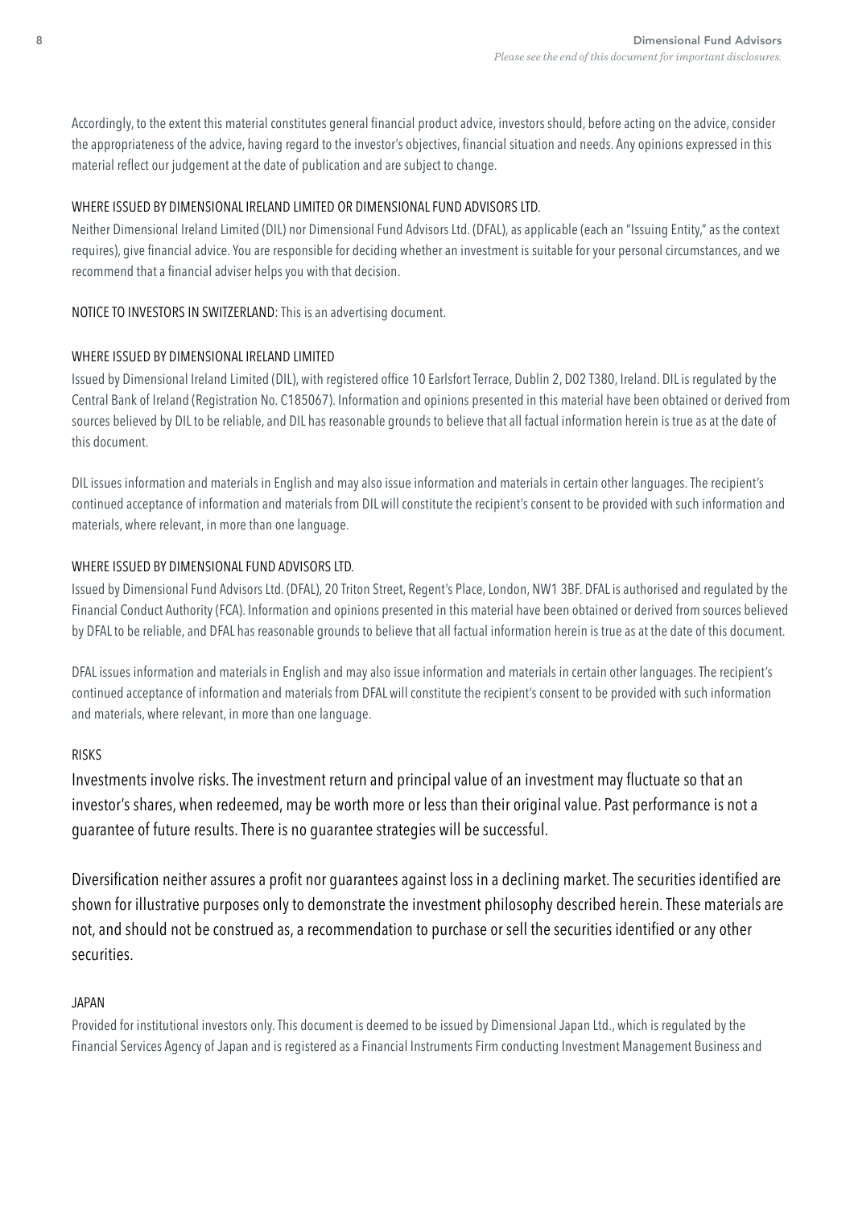Accordingly, to the extent this material constitutes general financial product advice, investors should, before acting on the advice, consider the appropriateness of the advice, having regard to the investor's objectives, financial situation and needs. Any opinions expressed in this material reflect our judgement at the date of publication and are subject to change.

WHERE ISSUED BY DIMENSIONAL IRELAND LIMITED OR DIMENSIONAL FUND ADVISORS LTD.

Neither Dimensional Ireland Limited (DIL) nor Dimensional Fund Advisors Ltd. (DFAL), as applicable (each an "Issuing Entity," as the context requires), give financial advice. You are responsible for deciding whether an investment is suitable for your personal circumstances, and we recommend that a financial adviser helps you with that decision.

NOTICE TO INVESTORS IN SWITZERLAND: This is an advertising document.

WHERE ISSUED BY DIMENSIONAL IRELAND LIMITED

Issued by Dimensional Ireland Limited (DIL), with registered office 10 Earlsfort Terrace, Dublin 2, D02 T380, Ireland. DIL is regulated by the Central Bank of Ireland (Registration No. C185067). Information and opinions presented in this material have been obtained or derived from sources believed by DIL to be reliable, and DIL has reasonable grounds to believe that all factual information herein is true as at the date of this document.

DIL issues information and materials in English and may also issue information and materials in certain other languages. The recipient's continued acceptance of information and materials from DIL will constitute the recipient's consent to be provided with such information and materials, where relevant, in more than one language.

WHERE ISSUED BY DIMENSIONAL FUND ADVISORS LTD.

Issued by Dimensional Fund Advisors Ltd. (DFAL), 20 Triton Street, Regent's Place, London, NW1 3BF. DFAL is authorised and regulated by the Financial Conduct Authority (FCA). Information and opinions presented in this material have been obtained or derived from sources believed by DFAL to be reliable, and DFAL has reasonable grounds to believe that all factual information herein is true as at the date of this document.

DFAL issues information and materials in English and may also issue information and materials in certain other languages. The recipient's continued acceptance of information and materials from DFAL will constitute the recipient's consent to be provided with such information and materials, where relevant, in more than one language.

RISKS

Investments involve risks. The investment return and principal value of an investment may fluctuate so that an investor's shares, when redeemed, may be worth more or less than their original value. Past performance is not a guarantee of future results. There is no guarantee strategies will be successful.

Diversification neither assures a profit nor guarantees against loss in a declining market. The securities identified are shown for illustrative purposes only to demonstrate the investment philosophy described herein. These materials are not, and should not be construed as, a recommendation to purchase or sell the securities identified or any other securities.

JAPAN

Provided for institutional investors only. This document is deemed to be issued by Dimensional Japan Ltd., which is regulated by the Financial Services Agency of Japan and is registered as a Financial Instruments Firm conducting Investment Management Business and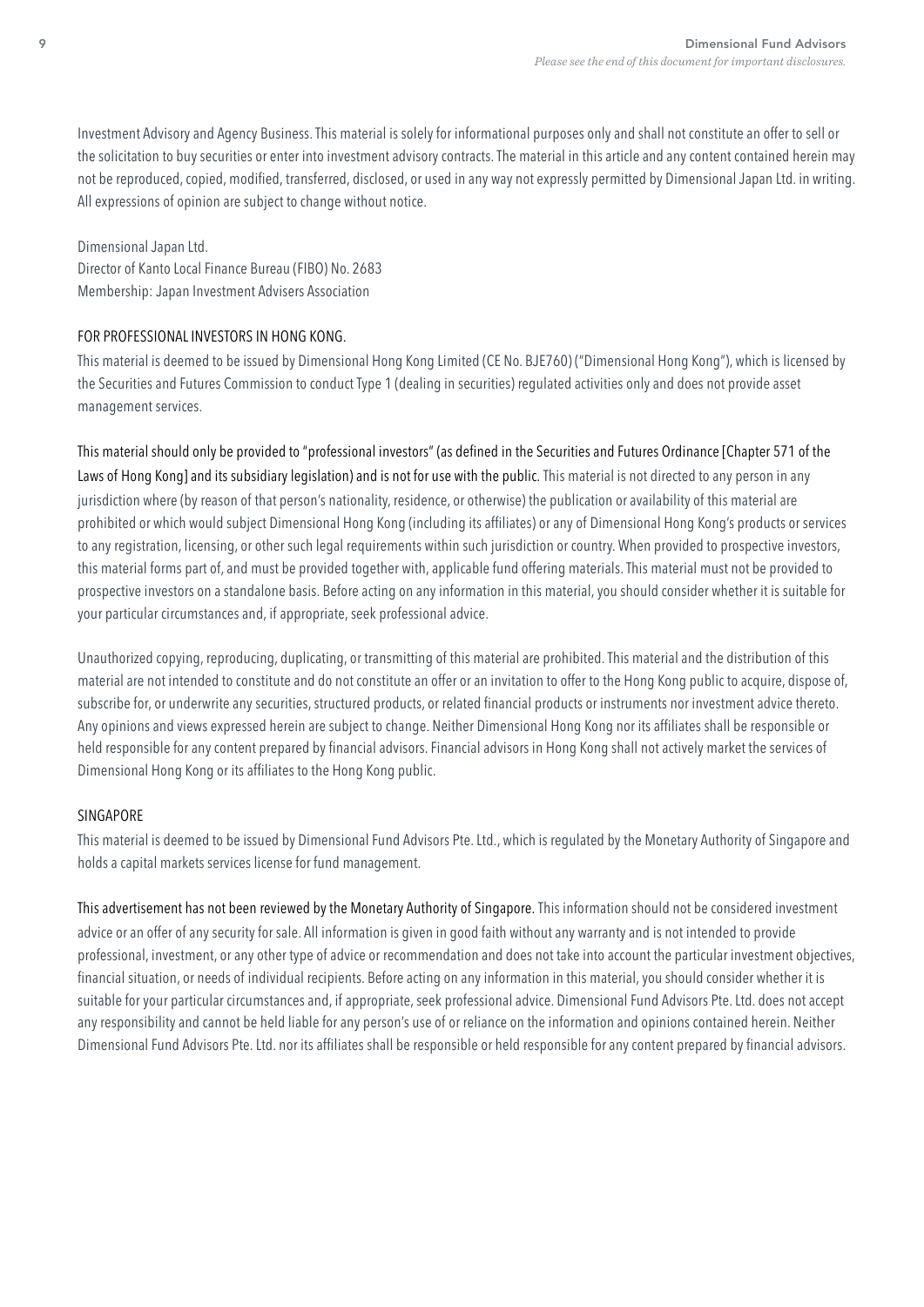Investment Advisory and Agency Business. This material is solely for informational purposes only and shall not constitute an offer to sell or the solicitation to buy securities or enter into investment advisory contracts. The material in this article and any content contained herein may not be reproduced, copied, modified, transferred, disclosed, or used in any way not expressly permitted by Dimensional Japan Ltd. in writing. All expressions of opinion are subject to change without notice.

Dimensional Japan Ltd.
Director of Kanto Local Finance Bureau (FIBO) No. 2683
Membership: Japan Investment Advisers Association

FOR PROFESSIONAL INVESTORS IN HONG KONG.

This material is deemed to be issued by Dimensional Hong Kong Limited (CE No. BJE760) ("Dimensional Hong Kong"), which is licensed by the Securities and Futures Commission to conduct Type 1 (dealing in securities) regulated activities only and does not provide asset management services.

This material should only be provided to "professional investors" (as defined in the Securities and Futures Ordinance [Chapter 571 of the Laws of Hong Kong] and its subsidiary legislation) and is not for use with the public. This material is not directed to any person in any jurisdiction where (by reason of that person's nationality, residence, or otherwise) the publication or availability of this material are prohibited or which would subject Dimensional Hong Kong (including its affiliates) or any of Dimensional Hong Kong's products or services to any registration, licensing, or other such legal requirements within such jurisdiction or country. When provided to prospective investors, this material forms part of, and must be provided together with, applicable fund offering materials. This material must not be provided to prospective investors on a standalone basis. Before acting on any information in this material, you should consider whether it is suitable for your particular circumstances and, if appropriate, seek professional advice.

Unauthorized copying, reproducing, duplicating, or transmitting of this material are prohibited. This material and the distribution of this material are not intended to constitute and do not constitute an offer or an invitation to offer to the Hong Kong public to acquire, dispose of, subscribe for, or underwrite any securities, structured products, or related financial products or instruments nor investment advice thereto. Any opinions and views expressed herein are subject to change. Neither Dimensional Hong Kong nor its affiliates shall be responsible or held responsible for any content prepared by financial advisors. Financial advisors in Hong Kong shall not actively market the services of Dimensional Hong Kong or its affiliates to the Hong Kong public.

SINGAPORE

This material is deemed to be issued by Dimensional Fund Advisors Pte. Ltd., which is regulated by the Monetary Authority of Singapore and holds a capital markets services license for fund management.

This advertisement has not been reviewed by the Monetary Authority of Singapore. This information should not be considered investment advice or an offer of any security for sale. All information is given in good faith without any warranty and is not intended to provide professional, investment, or any other type of advice or recommendation and does not take into account the particular investment objectives, financial situation, or needs of individual recipients. Before acting on any information in this material, you should consider whether it is suitable for your particular circumstances and, if appropriate, seek professional advice. Dimensional Fund Advisors Pte. Ltd. does not accept any responsibility and cannot be held liable for any person's use of or reliance on the information and opinions contained herein. Neither Dimensional Fund Advisors Pte. Ltd. nor its affiliates shall be responsible or held responsible for any content prepared by financial advisors.